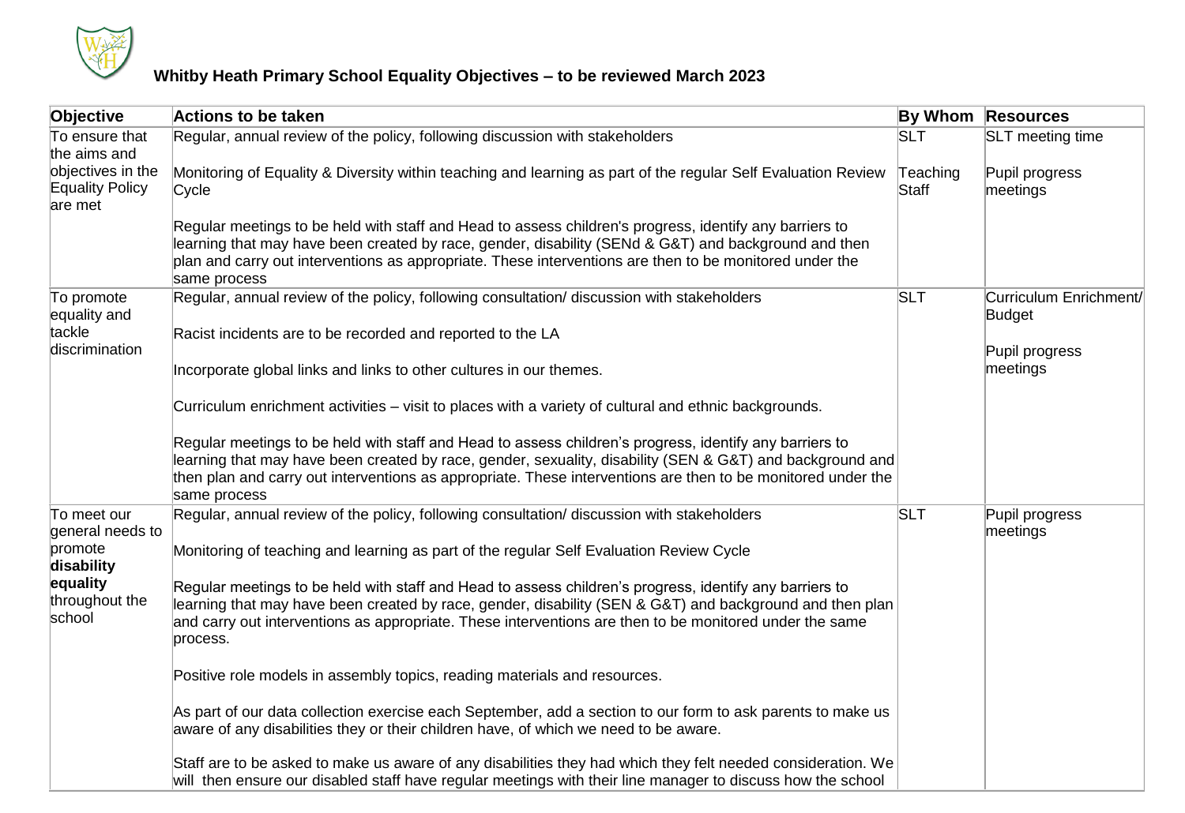# Whitby Heath Primary School Equality Objectives – to be reviewed March 2023

| Objective | Actions to be taken | By Whom | Resources |
|---|---|---|---|
| To ensure that the aims and objectives in the Equality Policy are met | Regular, annual review of the policy, following discussion with stakeholders<br><br>Monitoring of Equality & Diversity within teaching and learning as part of the regular Self Evaluation Review Cycle<br><br>Regular meetings to be held with staff and Head to assess children's progress, identify any barriers to learning that may have been created by race, gender, disability (SENd & G&T) and background and then plan and carry out interventions as appropriate. These interventions are then to be monitored under the same process | SLT<br><br>Teaching Staff | SLT meeting time<br><br>Pupil progress meetings |
| To promote equality and tackle discrimination | Regular, annual review of the policy, following consultation/ discussion with stakeholders<br><br>Racist incidents are to be recorded and reported to the LA<br><br>Incorporate global links and links to other cultures in our themes.<br><br>Curriculum enrichment activities – visit to places with a variety of cultural and ethnic backgrounds.<br><br>Regular meetings to be held with staff and Head to assess children's progress, identify any barriers to learning that may have been created by race, gender, sexuality, disability (SEN & G&T) and background and then plan and carry out interventions as appropriate. These interventions are then to be monitored under the same process | SLT | Curriculum Enrichment/ Budget<br><br>Pupil progress meetings |
| To meet our general needs to promote **disability equality** throughout the school | Regular, annual review of the policy, following consultation/ discussion with stakeholders<br><br>Monitoring of teaching and learning as part of the regular Self Evaluation Review Cycle<br><br>Regular meetings to be held with staff and Head to assess children's progress, identify any barriers to learning that may have been created by race, gender, disability (SEN & G&T) and background and then plan and carry out interventions as appropriate. These interventions are then to be monitored under the same process.<br><br>Positive role models in assembly topics, reading materials and resources.<br><br>As part of our data collection exercise each September, add a section to our form to ask parents to make us aware of any disabilities they or their children have, of which we need to be aware.<br><br>Staff are to be asked to make us aware of any disabilities they had which they felt needed consideration. We will then ensure our disabled staff have regular meetings with their line manager to discuss how the school | SLT | Pupil progress meetings |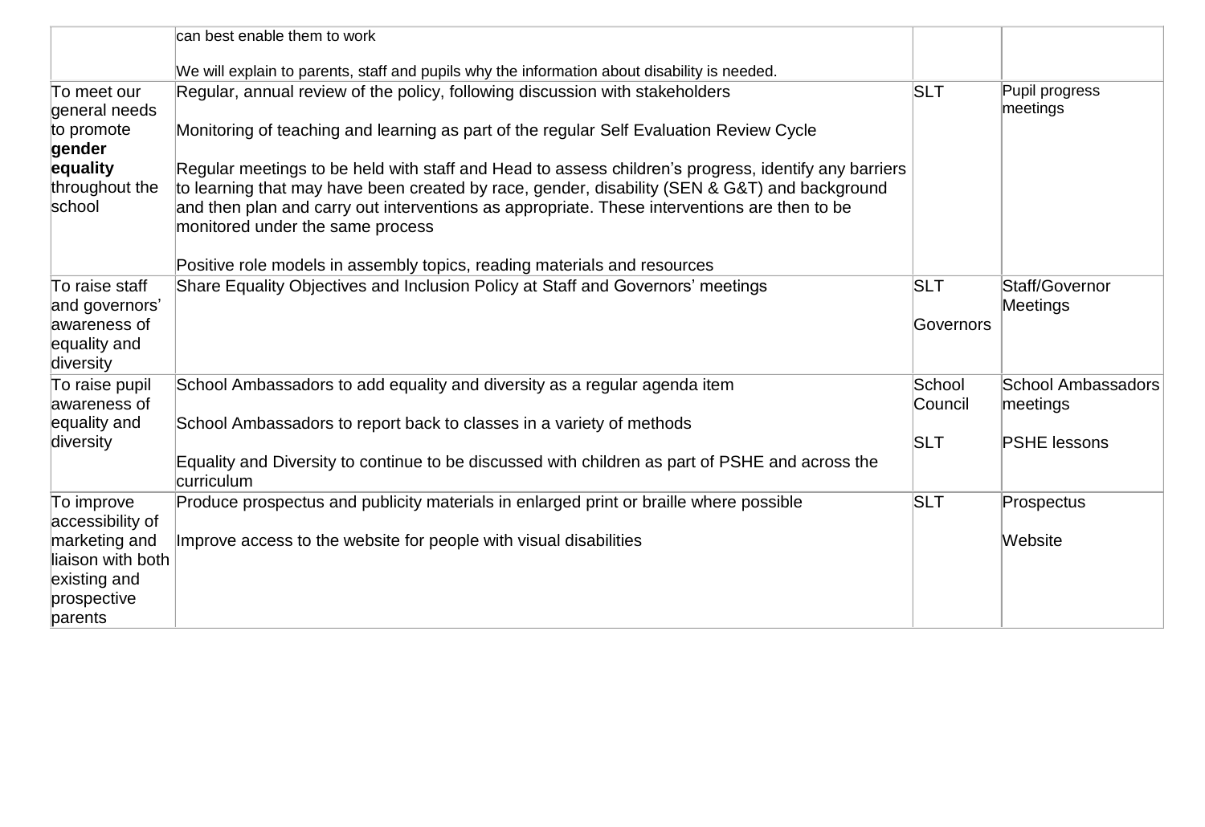| | | | |
|---|---|---|---|
| | can best enable them to work<br><br>We will explain to parents, staff and pupils why the information about disability is needed. | | |
| To meet our general needs to promote **gender equality** throughout the school | Regular, annual review of the policy, following discussion with stakeholders<br><br>Monitoring of teaching and learning as part of the regular Self Evaluation Review Cycle<br><br>Regular meetings to be held with staff and Head to assess children's progress, identify any barriers to learning that may have been created by race, gender, disability (SEN & G&T) and background and then plan and carry out interventions as appropriate. These interventions are then to be monitored under the same process<br><br>Positive role models in assembly topics, reading materials and resources | SLT | Pupil progress meetings |
| To raise staff and governors' awareness of equality and diversity | Share Equality Objectives and Inclusion Policy at Staff and Governors' meetings | SLT<br><br>Governors | Staff/Governor Meetings |
| To raise pupil awareness of equality and diversity | School Ambassadors to add equality and diversity as a regular agenda item<br><br>School Ambassadors to report back to classes in a variety of methods<br><br>Equality and Diversity to continue to be discussed with children as part of PSHE and across the curriculum | School Council<br><br>SLT | School Ambassadors meetings<br><br>PSHE lessons |
| To improve accessibility of marketing and liaison with both existing and prospective parents | Produce prospectus and publicity materials in enlarged print or braille where possible<br><br>Improve access to the website for people with visual disabilities | SLT | Prospectus<br><br>Website |